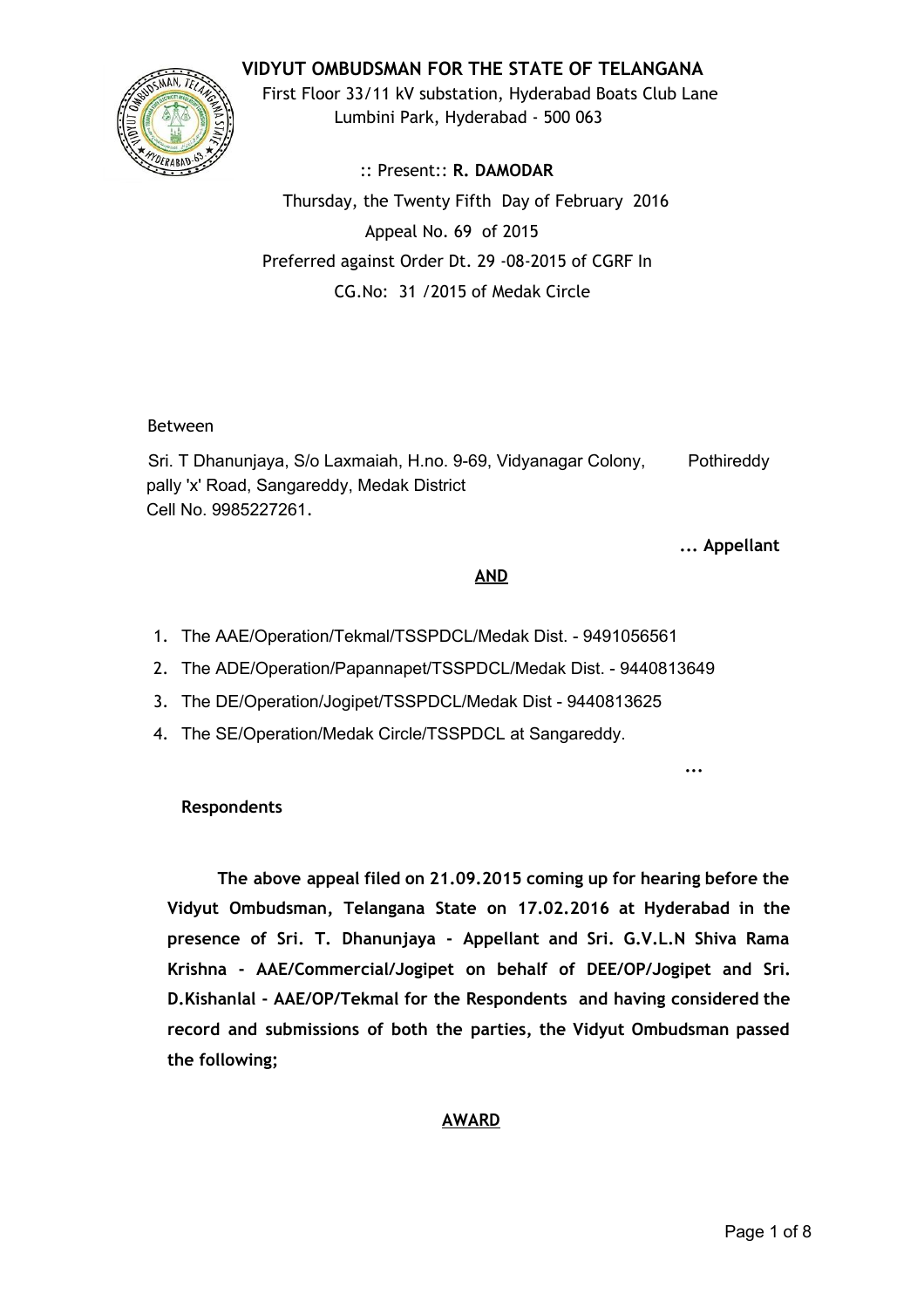# VIDYUT OMBUDSMAN FOR THE STATE OF TELANGANA

First Floor 33/11 kV substation, Hyderabad Boats Club Lane
Lumbini Park, Hyderabad - 500 063

:: Present:: **R. DAMODAR**

Thursday, the Twenty Fifth Day of February 2016

Appeal No. 69 of 2015

Preferred against Order Dt. 29 -08-2015 of CGRF In

CG.No: 31 /2015 of Medak Circle

Between

Sri. T Dhanunjaya, S/o Laxmaiah, H.no. 9-69, Vidyanagar Colony, Pothireddy pally 'x' Road, Sangareddy, Medak District
Cell No. 9985227261.

**... Appellant**

**AND**

1. The AAE/Operation/Tekmal/TSSPDCL/Medak Dist. - 9491056561
2. The ADE/Operation/Papannapet/TSSPDCL/Medak Dist. - 9440813649
3. The DE/Operation/Jogipet/TSSPDCL/Medak Dist - 9440813625
4. The SE/Operation/Medak Circle/TSSPDCL at Sangareddy.

...

**Respondents**

**The above appeal filed on 21.09.2015 coming up for hearing before the Vidyut Ombudsman, Telangana State on 17.02.2016 at Hyderabad in the presence of Sri. T. Dhanunjaya - Appellant and Sri. G.V.L.N Shiva Rama Krishna - AAE/Commercial/Jogipet on behalf of DEE/OP/Jogipet and Sri. D.Kishanlal - AAE/OP/Tekmal for the Respondents and having considered the record and submissions of both the parties, the Vidyut Ombudsman passed the following;**

**AWARD**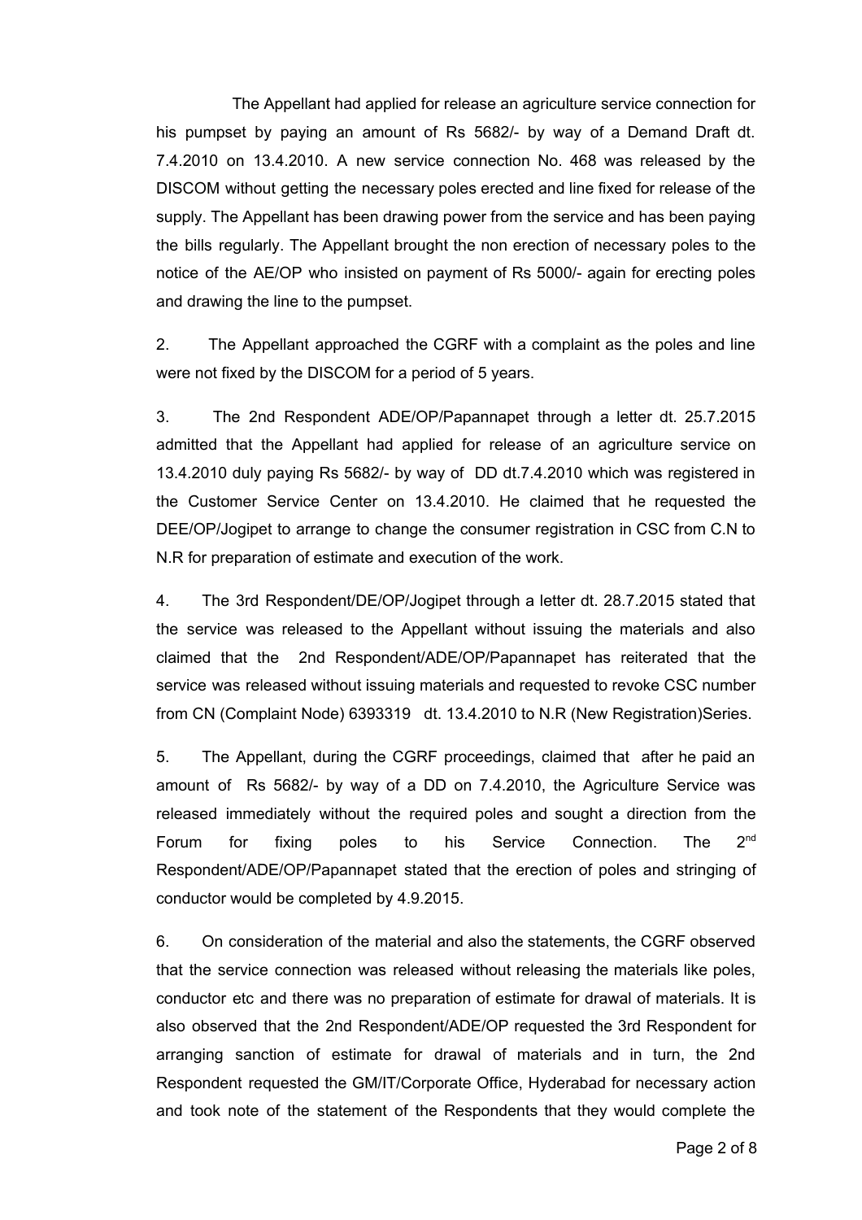The Appellant had applied for release an agriculture service connection for his pumpset by paying an amount of Rs 5682/- by way of a Demand Draft dt. 7.4.2010 on 13.4.2010. A new service connection No. 468 was released by the DISCOM without getting the necessary poles erected and line fixed for release of the supply. The Appellant has been drawing power from the service and has been paying the bills regularly. The Appellant brought the non erection of necessary poles to the notice of the AE/OP who insisted on payment of Rs 5000/- again for erecting poles and drawing the line to the pumpset.

2. The Appellant approached the CGRF with a complaint as the poles and line were not fixed by the DISCOM for a period of 5 years.

3. The 2nd Respondent ADE/OP/Papannapet through a letter dt. 25.7.2015 admitted that the Appellant had applied for release of an agriculture service on 13.4.2010 duly paying Rs 5682/- by way of DD dt.7.4.2010 which was registered in the Customer Service Center on 13.4.2010. He claimed that he requested the DEE/OP/Jogipet to arrange to change the consumer registration in CSC from C.N to N.R for preparation of estimate and execution of the work.

4. The 3rd Respondent/DE/OP/Jogipet through a letter dt. 28.7.2015 stated that the service was released to the Appellant without issuing the materials and also claimed that the 2nd Respondent/ADE/OP/Papannapet has reiterated that the service was released without issuing materials and requested to revoke CSC number from CN (Complaint Node) 6393319 dt. 13.4.2010 to N.R (New Registration)Series.

5. The Appellant, during the CGRF proceedings, claimed that after he paid an amount of Rs 5682/- by way of a DD on 7.4.2010, the Agriculture Service was released immediately without the required poles and sought a direction from the Forum for fixing poles to his Service Connection. The 2nd Respondent/ADE/OP/Papannapet stated that the erection of poles and stringing of conductor would be completed by 4.9.2015.

6. On consideration of the material and also the statements, the CGRF observed that the service connection was released without releasing the materials like poles, conductor etc and there was no preparation of estimate for drawal of materials. It is also observed that the 2nd Respondent/ADE/OP requested the 3rd Respondent for arranging sanction of estimate for drawal of materials and in turn, the 2nd Respondent requested the GM/IT/Corporate Office, Hyderabad for necessary action and took note of the statement of the Respondents that they would complete the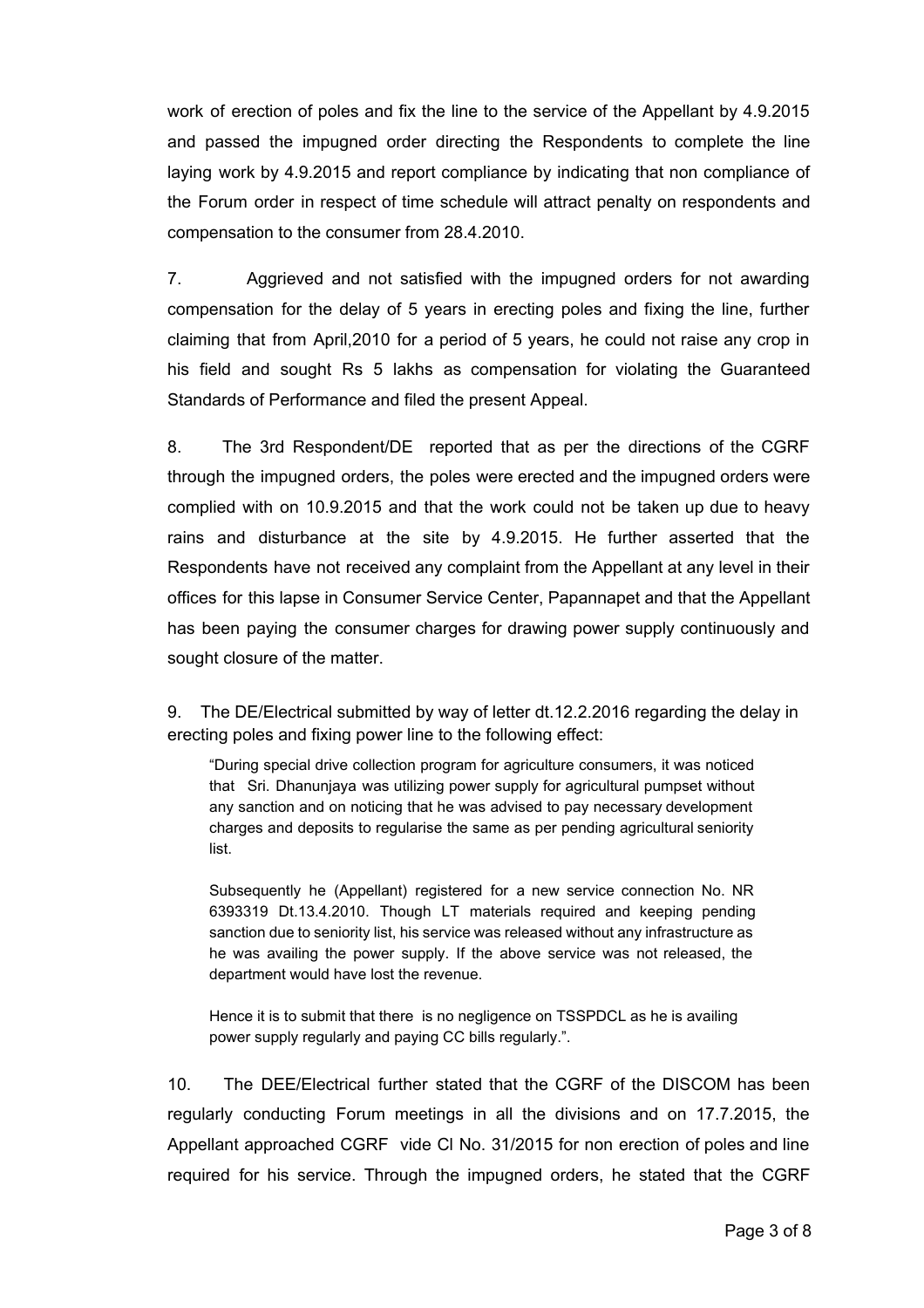work of erection of poles and fix the line to the service of the Appellant by 4.9.2015 and passed the impugned order directing the Respondents to complete the line laying work by 4.9.2015 and report compliance by indicating that non compliance of the Forum order in respect of time schedule will attract penalty on respondents and compensation to the consumer from 28.4.2010.

7. Aggrieved and not satisfied with the impugned orders for not awarding compensation for the delay of 5 years in erecting poles and fixing the line, further claiming that from April,2010 for a period of 5 years, he could not raise any crop in his field and sought Rs 5 lakhs as compensation for violating the Guaranteed Standards of Performance and filed the present Appeal.

8. The 3rd Respondent/DE reported that as per the directions of the CGRF through the impugned orders, the poles were erected and the impugned orders were complied with on 10.9.2015 and that the work could not be taken up due to heavy rains and disturbance at the site by 4.9.2015. He further asserted that the Respondents have not received any complaint from the Appellant at any level in their offices for this lapse in Consumer Service Center, Papannapet and that the Appellant has been paying the consumer charges for drawing power supply continuously and sought closure of the matter.

9. The DE/Electrical submitted by way of letter dt.12.2.2016 regarding the delay in erecting poles and fixing power line to the following effect:

> "During special drive collection program for agriculture consumers, it was noticed that Sri. Dhanunjaya was utilizing power supply for agricultural pumpset without any sanction and on noticing that he was advised to pay necessary development charges and deposits to regularise the same as per pending agricultural seniority list.
>
> Subsequently he (Appellant) registered for a new service connection No. NR 6393319 Dt.13.4.2010. Though LT materials required and keeping pending sanction due to seniority list, his service was released without any infrastructure as he was availing the power supply. If the above service was not released, the department would have lost the revenue.
>
> Hence it is to submit that there is no negligence on TSSPDCL as he is availing power supply regularly and paying CC bills regularly.".

10. The DEE/Electrical further stated that the CGRF of the DISCOM has been regularly conducting Forum meetings in all the divisions and on 17.7.2015, the Appellant approached CGRF vide Cl No. 31/2015 for non erection of poles and line required for his service. Through the impugned orders, he stated that the CGRF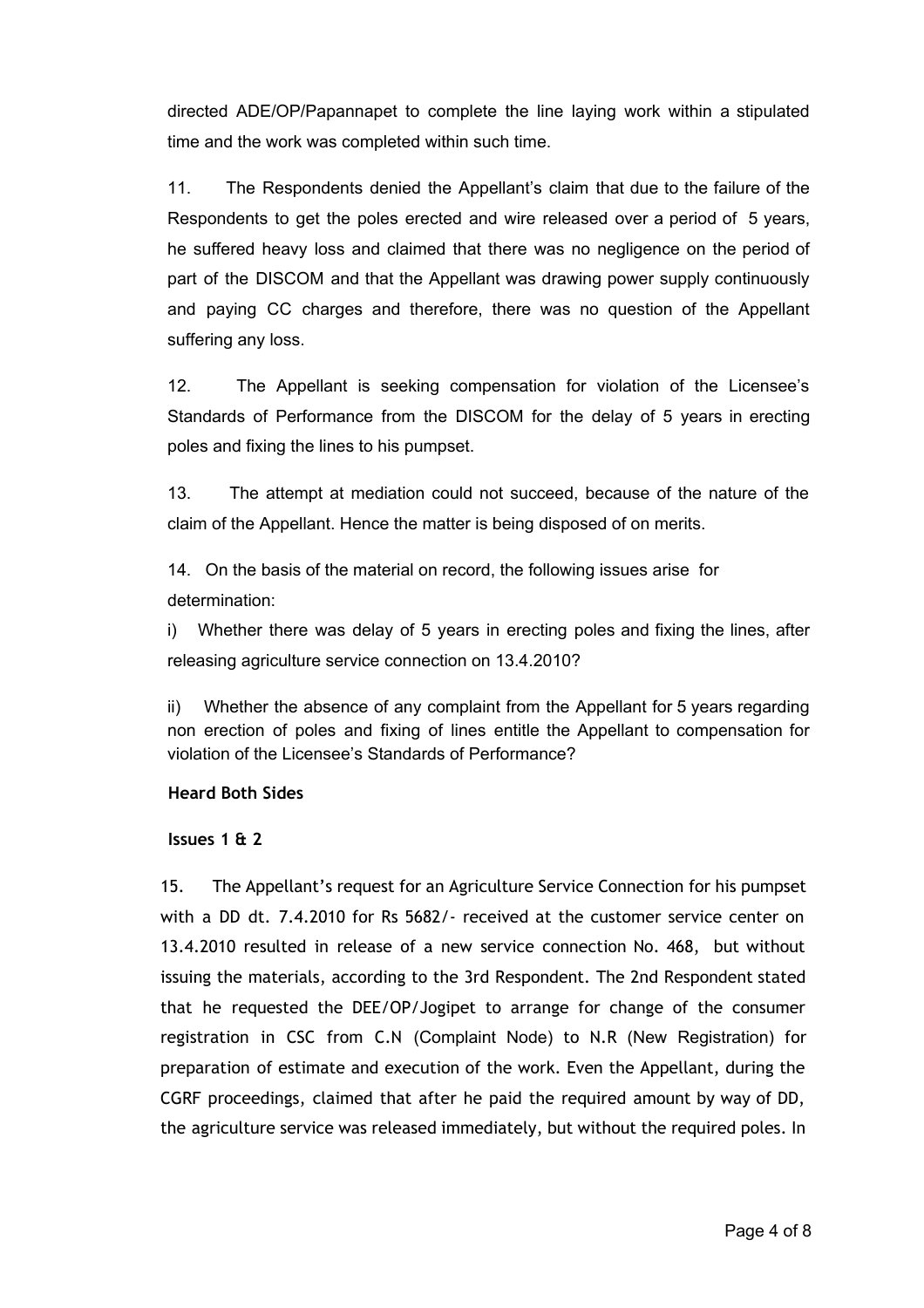directed ADE/OP/Papannapet to complete the line laying work within a stipulated time and the work was completed within such time.

11. The Respondents denied the Appellant's claim that due to the failure of the Respondents to get the poles erected and wire released over a period of 5 years, he suffered heavy loss and claimed that there was no negligence on the period of part of the DISCOM and that the Appellant was drawing power supply continuously and paying CC charges and therefore, there was no question of the Appellant suffering any loss.

12. The Appellant is seeking compensation for violation of the Licensee's Standards of Performance from the DISCOM for the delay of 5 years in erecting poles and fixing the lines to his pumpset.

13. The attempt at mediation could not succeed, because of the nature of the claim of the Appellant. Hence the matter is being disposed of on merits.

14. On the basis of the material on record, the following issues arise for determination:

i) Whether there was delay of 5 years in erecting poles and fixing the lines, after releasing agriculture service connection on 13.4.2010?

ii) Whether the absence of any complaint from the Appellant for 5 years regarding non erection of poles and fixing of lines entitle the Appellant to compensation for violation of the Licensee's Standards of Performance?

**Heard Both Sides**

**Issues 1 & 2**

15. The Appellant's request for an Agriculture Service Connection for his pumpset with a DD dt. 7.4.2010 for Rs 5682/- received at the customer service center on 13.4.2010 resulted in release of a new service connection No. 468, but without issuing the materials, according to the 3rd Respondent. The 2nd Respondent stated that he requested the DEE/OP/Jogipet to arrange for change of the consumer registration in CSC from C.N (Complaint Node) to N.R (New Registration) for preparation of estimate and execution of the work. Even the Appellant, during the CGRF proceedings, claimed that after he paid the required amount by way of DD, the agriculture service was released immediately, but without the required poles. In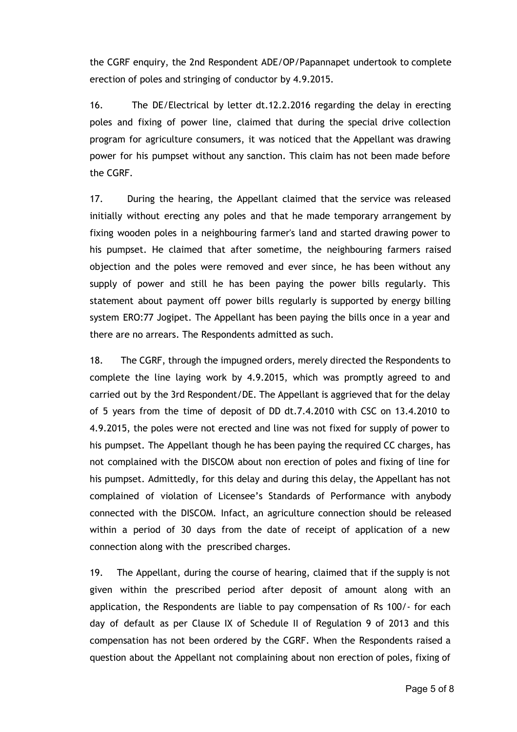the CGRF enquiry, the 2nd Respondent ADE/OP/Papannapet undertook to complete erection of poles and stringing of conductor by 4.9.2015.

16. The DE/Electrical by letter dt.12.2.2016 regarding the delay in erecting poles and fixing of power line, claimed that during the special drive collection program for agriculture consumers, it was noticed that the Appellant was drawing power for his pumpset without any sanction. This claim has not been made before the CGRF.

17. During the hearing, the Appellant claimed that the service was released initially without erecting any poles and that he made temporary arrangement by fixing wooden poles in a neighbouring farmer's land and started drawing power to his pumpset. He claimed that after sometime, the neighbouring farmers raised objection and the poles were removed and ever since, he has been without any supply of power and still he has been paying the power bills regularly. This statement about payment off power bills regularly is supported by energy billing system ERO:77 Jogipet. The Appellant has been paying the bills once in a year and there are no arrears. The Respondents admitted as such.

18. The CGRF, through the impugned orders, merely directed the Respondents to complete the line laying work by 4.9.2015, which was promptly agreed to and carried out by the 3rd Respondent/DE. The Appellant is aggrieved that for the delay of 5 years from the time of deposit of DD dt.7.4.2010 with CSC on 13.4.2010 to 4.9.2015, the poles were not erected and line was not fixed for supply of power to his pumpset. The Appellant though he has been paying the required CC charges, has not complained with the DISCOM about non erection of poles and fixing of line for his pumpset. Admittedly, for this delay and during this delay, the Appellant has not complained of violation of Licensee's Standards of Performance with anybody connected with the DISCOM. Infact, an agriculture connection should be released within a period of 30 days from the date of receipt of application of a new connection along with the prescribed charges.

19. The Appellant, during the course of hearing, claimed that if the supply is not given within the prescribed period after deposit of amount along with an application, the Respondents are liable to pay compensation of Rs 100/- for each day of default as per Clause IX of Schedule II of Regulation 9 of 2013 and this compensation has not been ordered by the CGRF. When the Respondents raised a question about the Appellant not complaining about non erection of poles, fixing of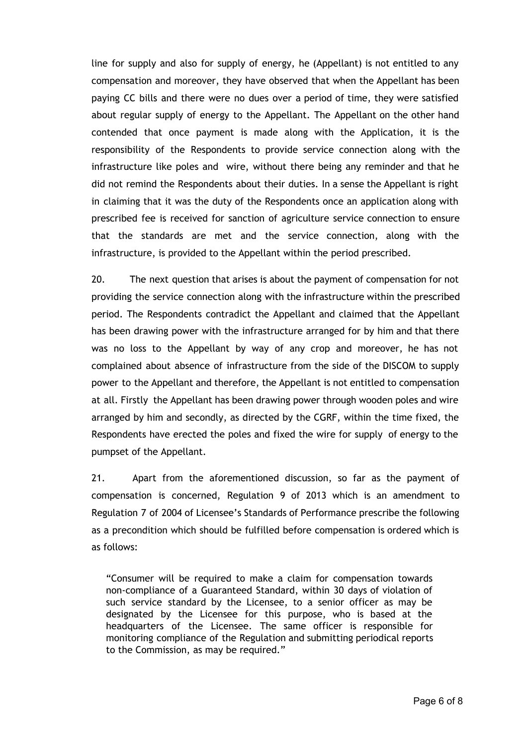line for supply and also for supply of energy, he (Appellant) is not entitled to any compensation and moreover, they have observed that when the Appellant has been paying CC bills and there were no dues over a period of time, they were satisfied about regular supply of energy to the Appellant. The Appellant on the other hand contended that once payment is made along with the Application, it is the responsibility of the Respondents to provide service connection along with the infrastructure like poles and wire, without there being any reminder and that he did not remind the Respondents about their duties. In a sense the Appellant is right in claiming that it was the duty of the Respondents once an application along with prescribed fee is received for sanction of agriculture service connection to ensure that the standards are met and the service connection, along with the infrastructure, is provided to the Appellant within the period prescribed.

20. The next question that arises is about the payment of compensation for not providing the service connection along with the infrastructure within the prescribed period. The Respondents contradict the Appellant and claimed that the Appellant has been drawing power with the infrastructure arranged for by him and that there was no loss to the Appellant by way of any crop and moreover, he has not complained about absence of infrastructure from the side of the DISCOM to supply power to the Appellant and therefore, the Appellant is not entitled to compensation at all. Firstly the Appellant has been drawing power through wooden poles and wire arranged by him and secondly, as directed by the CGRF, within the time fixed, the Respondents have erected the poles and fixed the wire for supply of energy to the pumpset of the Appellant.

21. Apart from the aforementioned discussion, so far as the payment of compensation is concerned, Regulation 9 of 2013 which is an amendment to Regulation 7 of 2004 of Licensee's Standards of Performance prescribe the following as a precondition which should be fulfilled before compensation is ordered which is as follows:

> "Consumer will be required to make a claim for compensation towards non-compliance of a Guaranteed Standard, within 30 days of violation of such service standard by the Licensee, to a senior officer as may be designated by the Licensee for this purpose, who is based at the headquarters of the Licensee. The same officer is responsible for monitoring compliance of the Regulation and submitting periodical reports to the Commission, as may be required."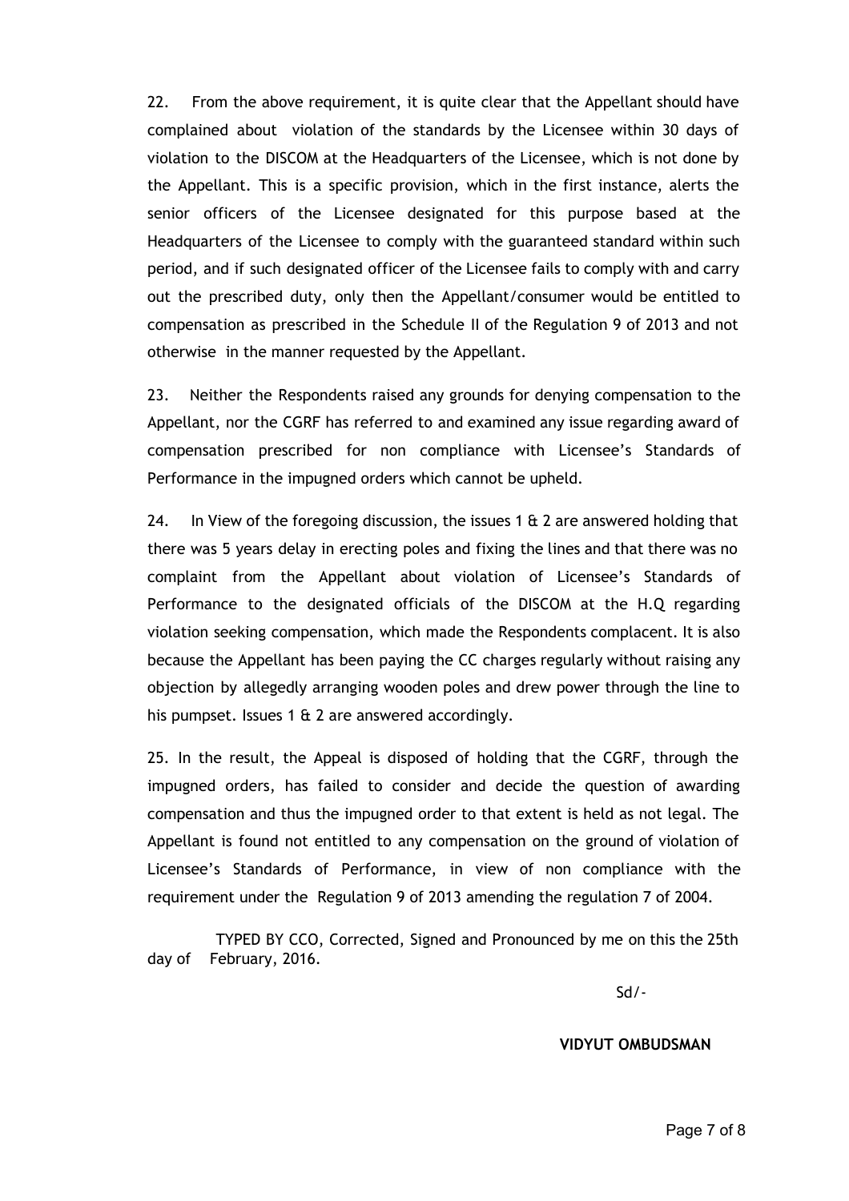22. From the above requirement, it is quite clear that the Appellant should have complained about violation of the standards by the Licensee within 30 days of violation to the DISCOM at the Headquarters of the Licensee, which is not done by the Appellant. This is a specific provision, which in the first instance, alerts the senior officers of the Licensee designated for this purpose based at the Headquarters of the Licensee to comply with the guaranteed standard within such period, and if such designated officer of the Licensee fails to comply with and carry out the prescribed duty, only then the Appellant/consumer would be entitled to compensation as prescribed in the Schedule II of the Regulation 9 of 2013 and not otherwise in the manner requested by the Appellant.

23. Neither the Respondents raised any grounds for denying compensation to the Appellant, nor the CGRF has referred to and examined any issue regarding award of compensation prescribed for non compliance with Licensee's Standards of Performance in the impugned orders which cannot be upheld.

24. In View of the foregoing discussion, the issues 1 & 2 are answered holding that there was 5 years delay in erecting poles and fixing the lines and that there was no complaint from the Appellant about violation of Licensee's Standards of Performance to the designated officials of the DISCOM at the H.Q regarding violation seeking compensation, which made the Respondents complacent. It is also because the Appellant has been paying the CC charges regularly without raising any objection by allegedly arranging wooden poles and drew power through the line to his pumpset. Issues 1 & 2 are answered accordingly.

25. In the result, the Appeal is disposed of holding that the CGRF, through the impugned orders, has failed to consider and decide the question of awarding compensation and thus the impugned order to that extent is held as not legal. The Appellant is found not entitled to any compensation on the ground of violation of Licensee's Standards of Performance, in view of non compliance with the requirement under the Regulation 9 of 2013 amending the regulation 7 of 2004.

TYPED BY CCO, Corrected, Signed and Pronounced by me on this the 25th day of February, 2016.

Sd/-

**VIDYUT OMBUDSMAN**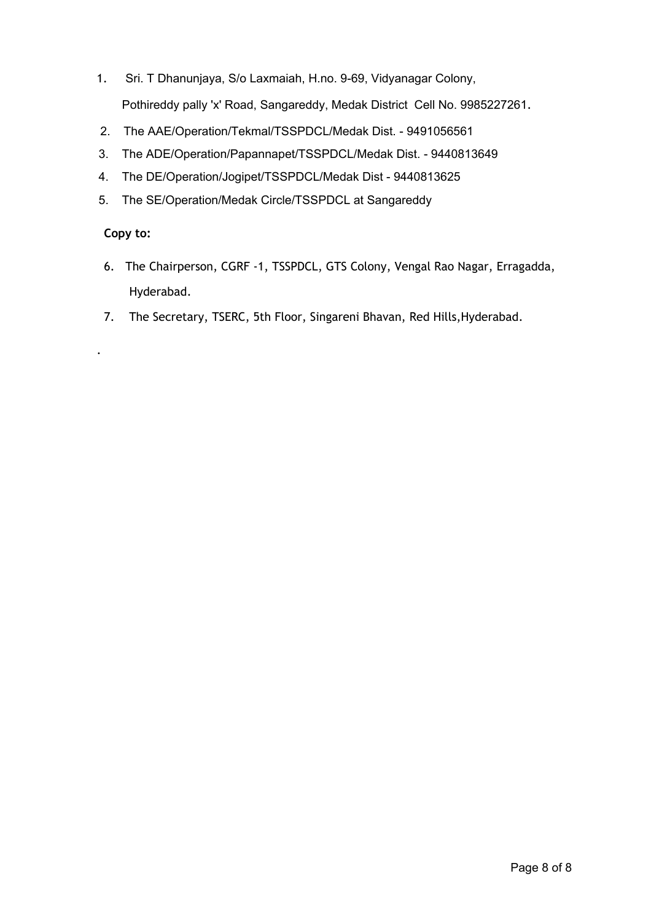1. Sri. T Dhanunjaya, S/o Laxmaiah, H.no. 9-69, Vidyanagar Colony, Pothireddy pally 'x' Road, Sangareddy, Medak District Cell No. 9985227261.
2. The AAE/Operation/Tekmal/TSSPDCL/Medak Dist. - 9491056561
3. The ADE/Operation/Papannapet/TSSPDCL/Medak Dist. - 9440813649
4. The DE/Operation/Jogipet/TSSPDCL/Medak Dist - 9440813625
5. The SE/Operation/Medak Circle/TSSPDCL at Sangareddy

**Copy to:**

6. The Chairperson, CGRF -1, TSSPDCL, GTS Colony, Vengal Rao Nagar, Erragadda, Hyderabad.
7. The Secretary, TSERC, 5th Floor, Singareni Bhavan, Red Hills,Hyderabad.

.